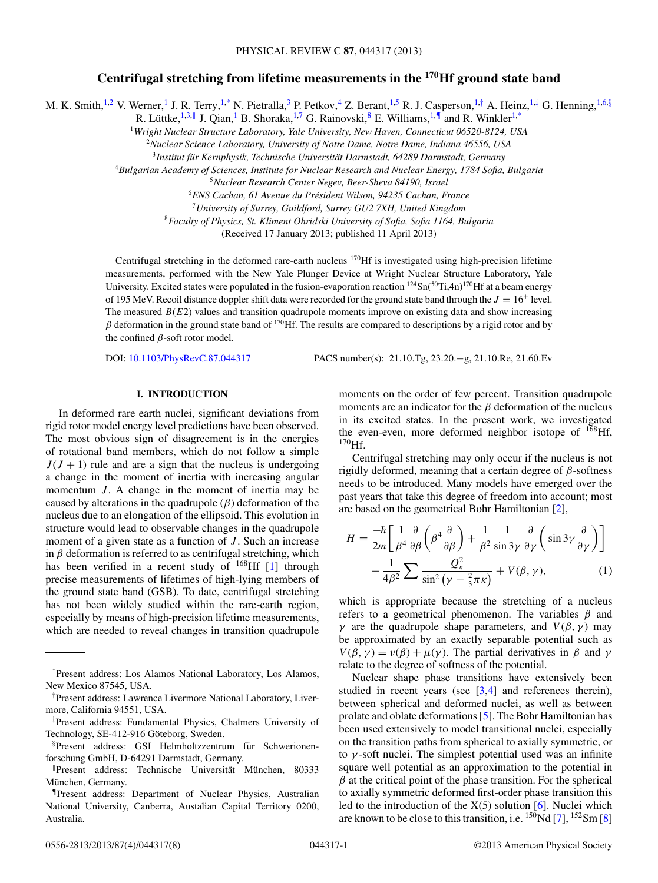# Centrifugal stretching from lifetime measurements in the $^{170}$Hf ground state band

M. K. Smith,[1,2] V. Werner,[1] J. R. Terry,[1,*] N. Pietralla,[3] P. Petkov,[4] Z. Berant,[1,5] R. J. Casperson,[1,†] A. Heinz,[1,‡] G. Henning,[1,6,§] R. Lüttke,[1,3,‖] J. Qian,[1] B. Shoraka,[1,7] G. Rainovski,[8] E. Williams,[1,¶] and R. Winkler[1,*]

[1]*Wright Nuclear Structure Laboratory, Yale University, New Haven, Connecticut 06520-8124, USA*
[2]*Nuclear Science Laboratory, University of Notre Dame, Notre Dame, Indiana 46556, USA*
[3]*Institut für Kernphysik, Technische Universität Darmstadt, 64289 Darmstadt, Germany*
[4]*Bulgarian Academy of Sciences, Institute for Nuclear Research and Nuclear Energy, 1784 Sofia, Bulgaria*
[5]*Nuclear Research Center Negev, Beer-Sheva 84190, Israel*
[6]*ENS Cachan, 61 Avenue du Président Wilson, 94235 Cachan, France*
[7]*University of Surrey, Guildford, Surrey GU2 7XH, United Kingdom*
[8]*Faculty of Physics, St. Kliment Ohridski University of Sofia, Sofia 1164, Bulgaria*

(Received 17 January 2013; published 11 April 2013)

Centrifugal stretching in the deformed rare-earth nucleus $^{170}$Hf is investigated using high-precision lifetime measurements, performed with the New Yale Plunger Device at Wright Nuclear Structure Laboratory, Yale University. Excited states were populated in the fusion-evaporation reaction $^{124}$Sn($^{50}$Ti,4n)$^{170}$Hf at a beam energy of 195 MeV. Recoil distance doppler shift data were recorded for the ground state band through the $J = 16^+$ level. The measured $B(E2)$ values and transition quadrupole moments improve on existing data and show increasing $\beta$ deformation in the ground state band of $^{170}$Hf. The results are compared to descriptions by a rigid rotor and by the confined $\beta$-soft rotor model.

DOI: 10.1103/PhysRevC.87.044317 PACS number(s): 21.10.Tg, 23.20.−g, 21.10.Re, 21.60.Ev

## I. INTRODUCTION

In deformed rare earth nuclei, significant deviations from rigid rotor model energy level predictions have been observed. The most obvious sign of disagreement is in the energies of rotational band members, which do not follow a simple $J(J+1)$ rule and are a sign that the nucleus is undergoing a change in the moment of inertia with increasing angular momentum $J$. A change in the moment of inertia may be caused by alterations in the quadrupole ($\beta$) deformation of the nucleus due to an elongation of the ellipsoid. This evolution in structure would lead to observable changes in the quadrupole moment of a given state as a function of $J$. Such an increase in $\beta$ deformation is referred to as centrifugal stretching, which has been verified in a recent study of $^{168}$Hf [1] through precise measurements of lifetimes of high-lying members of the ground state band (GSB). To date, centrifugal stretching has not been widely studied within the rare-earth region, especially by means of high-precision lifetime measurements, which are needed to reveal changes in transition quadrupole moments on the order of few percent. Transition quadrupole moments are an indicator for the $\beta$ deformation of the nucleus in its excited states. In the present work, we investigated the even-even, more deformed neighbor isotope of $^{168}$Hf, $^{170}$Hf.

Centrifugal stretching may only occur if the nucleus is not rigidly deformed, meaning that a certain degree of $\beta$-softness needs to be introduced. Many models have emerged over the past years that take this degree of freedom into account; most are based on the geometrical Bohr Hamiltonian [2],

$$H = \frac{-\hbar}{2m}\left[\frac{1}{\beta^4}\frac{\partial}{\partial\beta}\left(\beta^4\frac{\partial}{\partial\beta}\right) + \frac{1}{\beta^2}\frac{1}{\sin 3\gamma}\frac{\partial}{\partial\gamma}\left(\sin 3\gamma\frac{\partial}{\partial\gamma}\right)\right] - \frac{1}{4\beta^2}\sum\frac{Q_\kappa^2}{\sin^2\left(\gamma - \frac{2}{3}\pi\kappa\right)} + V(\beta,\gamma), \tag{1}$$

which is appropriate because the stretching of a nucleus refers to a geometrical phenomenon. The variables $\beta$ and $\gamma$ are the quadrupole shape parameters, and $V(\beta,\gamma)$ may be approximated by an exactly separable potential such as $V(\beta,\gamma) = \nu(\beta) + \mu(\gamma)$. The partial derivatives in $\beta$ and $\gamma$ relate to the degree of softness of the potential.

Nuclear shape phase transitions have extensively been studied in recent years (see [3,4] and references therein), between spherical and deformed nuclei, as well as between prolate and oblate deformations [5]. The Bohr Hamiltonian has been used extensively to model transitional nuclei, especially on the transition paths from spherical to axially symmetric, or to $\gamma$-soft nuclei. The simplest potential used was an infinite square well potential as an approximation to the potential in $\beta$ at the critical point of the phase transition. For the spherical to axially symmetric deformed first-order phase transition this led to the introduction of the X(5) solution [6]. Nuclei which are known to be close to this transition, i.e. $^{150}$Nd [7], $^{152}$Sm [8]

---

*Present address: Los Alamos National Laboratory, Los Alamos, New Mexico 87545, USA.

†Present address: Lawrence Livermore National Laboratory, Livermore, California 94551, USA.

‡Present address: Fundamental Physics, Chalmers University of Technology, SE-412-916 Göteborg, Sweden.

§Present address: GSI Helmholtzzentrum für Schwerionenforschung GmbH, D-64291 Darmstadt, Germany.

‖Present address: Technische Universität München, 80333 München, Germany.

¶Present address: Department of Nuclear Physics, Australian National University, Canberra, Australian Capital Territory 0200, Australia.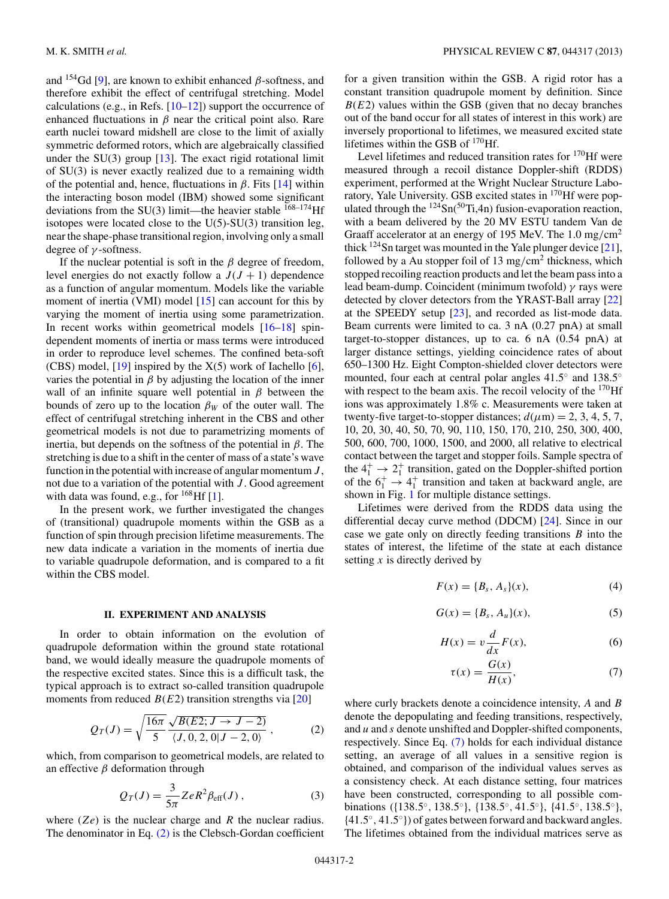and $^{154}$Gd [9], are known to exhibit enhanced $\beta$-softness, and therefore exhibit the effect of centrifugal stretching. Model calculations (e.g., in Refs. [10–12]) support the occurrence of enhanced fluctuations in $\beta$ near the critical point also. Rare earth nuclei toward midshell are close to the limit of axially symmetric deformed rotors, which are algebraically classified under the SU(3) group [13]. The exact rigid rotational limit of SU(3) is never exactly realized due to a remaining width of the potential and, hence, fluctuations in $\beta$. Fits [14] within the interacting boson model (IBM) showed some significant deviations from the SU(3) limit—the heavier stable $^{168–174}$Hf isotopes were located close to the U(5)-SU(3) transition leg, near the shape-phase transitional region, involving only a small degree of $\gamma$-softness.

If the nuclear potential is soft in the $\beta$ degree of freedom, level energies do not exactly follow a $J(J+1)$ dependence as a function of angular momentum. Models like the variable moment of inertia (VMI) model [15] can account for this by varying the moment of inertia using some parametrization. In recent works within geometrical models [16–18] spin-dependent moments of inertia or mass terms were introduced in order to reproduce level schemes. The confined beta-soft (CBS) model, [19] inspired by the X(5) work of Iachello [6], varies the potential in $\beta$ by adjusting the location of the inner wall of an infinite square well potential in $\beta$ between the bounds of zero up to the location $\beta_W$ of the outer wall. The effect of centrifugal stretching inherent in the CBS and other geometrical models is not due to parametrizing moments of inertia, but depends on the softness of the potential in $\beta$. The stretching is due to a shift in the center of mass of a state's wave function in the potential with increase of angular momentum $J$, not due to a variation of the potential with $J$. Good agreement with data was found, e.g., for $^{168}$Hf [1].

In the present work, we further investigated the changes of (transitional) quadrupole moments within the GSB as a function of spin through precision lifetime measurements. The new data indicate a variation in the moments of inertia due to variable quadrupole deformation, and is compared to a fit within the CBS model.

## II. EXPERIMENT AND ANALYSIS

In order to obtain information on the evolution of quadrupole deformation within the ground state rotational band, we would ideally measure the quadrupole moments of the respective excited states. Since this is a difficult task, the typical approach is to extract so-called transition quadrupole moments from reduced $B(E2)$ transition strengths via [20]

$$Q_T(J) = \sqrt{\frac{16\pi}{5}}\frac{\sqrt{B(E2; J \to J-2)}}{\langle J, 0, 2, 0 | J-2, 0\rangle}, \tag{2}$$

which, from comparison to geometrical models, are related to an effective $\beta$ deformation through

$$Q_T(J) = \frac{3}{5\pi} ZeR^2 \beta_{\rm eff}(J), \tag{3}$$

where $(Ze)$ is the nuclear charge and $R$ the nuclear radius. The denominator in Eq. (2) is the Clebsch-Gordan coefficient for a given transition within the GSB. A rigid rotor has a constant transition quadrupole moment by definition. Since $B(E2)$ values within the GSB (given that no decay branches out of the band occur for all states of interest in this work) are inversely proportional to lifetimes, we measured excited state lifetimes within the GSB of $^{170}$Hf.

Level lifetimes and reduced transition rates for $^{170}$Hf were measured through a recoil distance Doppler-shift (RDDS) experiment, performed at the Wright Nuclear Structure Laboratory, Yale University. GSB excited states in $^{170}$Hf were populated through the $^{124}$Sn($^{50}$Ti,4n) fusion-evaporation reaction, with a beam delivered by the 20 MV ESTU tandem Van de Graaff accelerator at an energy of 195 MeV. The 1.0 mg/cm$^2$ thick $^{124}$Sn target was mounted in the Yale plunger device [21], followed by a Au stopper foil of 13 mg/cm$^2$ thickness, which stopped recoiling reaction products and let the beam pass into a lead beam-dump. Coincident (minimum twofold) $\gamma$ rays were detected by clover detectors from the YRAST-Ball array [22] at the SPEEDY setup [23], and recorded as list-mode data. Beam currents were limited to ca. 3 nA (0.27 pnA) at small target-to-stopper distances, up to ca. 6 nA (0.54 pnA) at larger distance settings, yielding coincidence rates of about 650–1300 Hz. Eight Compton-shielded clover detectors were mounted, four each at central polar angles 41.5° and 138.5° with respect to the beam axis. The recoil velocity of the $^{170}$Hf ions was approximately 1.8% c. Measurements were taken at twenty-five target-to-stopper distances; $d(\mu\text{m})$ = 2, 3, 4, 5, 7, 10, 20, 30, 40, 50, 70, 90, 110, 150, 170, 210, 250, 300, 400, 500, 600, 700, 1000, 1500, and 2000, all relative to electrical contact between the target and stopper foils. Sample spectra of the $4_1^+ \to 2_1^+$ transition, gated on the Doppler-shifted portion of the $6_1^+ \to 4_1^+$ transition and taken at backward angle, are shown in Fig. 1 for multiple distance settings.

Lifetimes were derived from the RDDS data using the differential decay curve method (DDCM) [24]. Since in our case we gate only on directly feeding transitions $B$ into the states of interest, the lifetime of the state at each distance setting $x$ is directly derived by

$$F(x) = \{B_s, A_s\}(x), \tag{4}$$

$$G(x) = \{B_s, A_u\}(x), \tag{5}$$

$$H(x) = v\frac{d}{dx}F(x), \tag{6}$$

$$\tau(x) = \frac{G(x)}{H(x)}, \tag{7}$$

where curly brackets denote a coincidence intensity, $A$ and $B$ denote the depopulating and feeding transitions, respectively, and $u$ and $s$ denote unshifted and Doppler-shifted components, respectively. Since Eq. (7) holds for each individual distance setting, an average of all values in a sensitive region is obtained, and comparison of the individual values serves as a consistency check. At each distance setting, four matrices have been constructed, corresponding to all possible combinations ({138.5°, 138.5°}, {138.5°, 41.5°}, {41.5°, 138.5°}, {41.5°, 41.5°}) of gates between forward and backward angles. The lifetimes obtained from the individual matrices serve as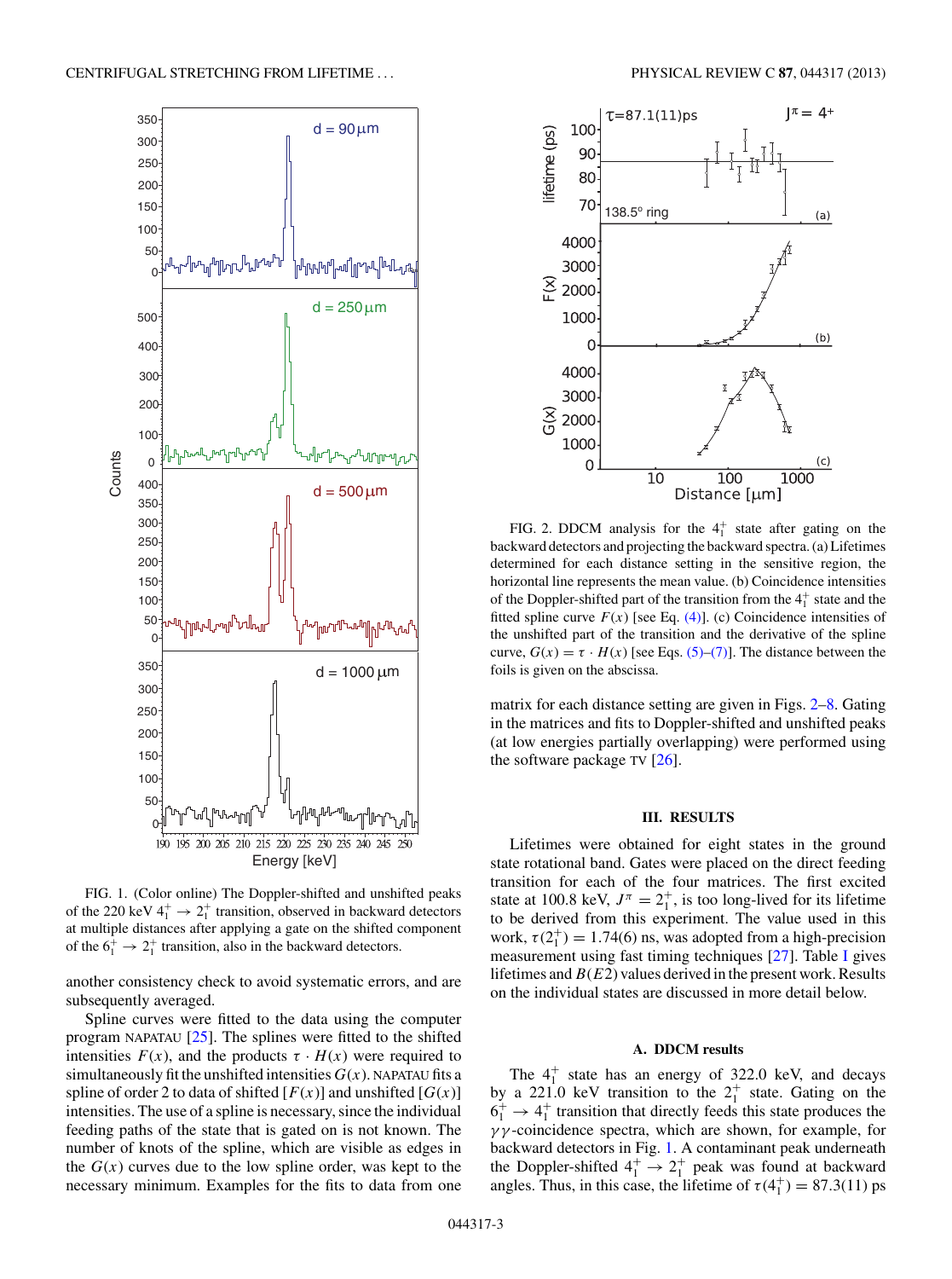FIG. 1. (Color online) The Doppler-shifted and unshifted peaks of the 220 keV $4_1^+ \rightarrow 2_1^+$ transition, observed in backward detectors at multiple distances after applying a gate on the shifted component of the $6_1^+ \rightarrow 2_1^+$ transition, also in the backward detectors.

another consistency check to avoid systematic errors, and are subsequently averaged.

Spline curves were fitted to the data using the computer program NAPATAU [25]. The splines were fitted to the shifted intensities $F(x)$, and the products $\tau \cdot H(x)$ were required to simultaneously fit the unshifted intensities $G(x)$. NAPATAU fits a spline of order 2 to data of shifted $[F(x)]$ and unshifted $[G(x)]$ intensities. The use of a spline is necessary, since the individual feeding paths of the state that is gated on is not known. The number of knots of the spline, which are visible as edges in the $G(x)$ curves due to the low spline order, was kept to the necessary minimum. Examples for the fits to data from one matrix for each distance setting are given in Figs. 2–8. Gating in the matrices and fits to Doppler-shifted and unshifted peaks (at low energies partially overlapping) were performed using the software package TV [26].

FIG. 2. DDCM analysis for the $4_1^+$ state after gating on the backward detectors and projecting the backward spectra. (a) Lifetimes determined for each distance setting in the sensitive region, the horizontal line represents the mean value. (b) Coincidence intensities of the Doppler-shifted part of the transition from the $4_1^+$ state and the fitted spline curve $F(x)$ [see Eq. (4)]. (c) Coincidence intensities of the unshifted part of the transition and the derivative of the spline curve, $G(x) = \tau \cdot H(x)$ [see Eqs. (5)–(7)]. The distance between the foils is given on the abscissa.

## III. RESULTS

Lifetimes were obtained for eight states in the ground state rotational band. Gates were placed on the direct feeding transition for each of the four matrices. The first excited state at 100.8 keV, $J^\pi = 2_1^+$, is too long-lived for its lifetime to be derived from this experiment. The value used in this work, $\tau(2_1^+) = 1.74(6)$ ns, was adopted from a high-precision measurement using fast timing techniques [27]. Table I gives lifetimes and $B(E2)$ values derived in the present work. Results on the individual states are discussed in more detail below.

### A. DDCM results

The $4_1^+$ state has an energy of 322.0 keV, and decays by a 221.0 keV transition to the $2_1^+$ state. Gating on the $6_1^+ \rightarrow 4_1^+$ transition that directly feeds this state produces the $\gamma\gamma$-coincidence spectra, which are shown, for example, for backward detectors in Fig. 1. A contaminant peak underneath the Doppler-shifted $4_1^+ \rightarrow 2_1^+$ peak was found at backward angles. Thus, in this case, the lifetime of $\tau(4_1^+) = 87.3(11)$ ps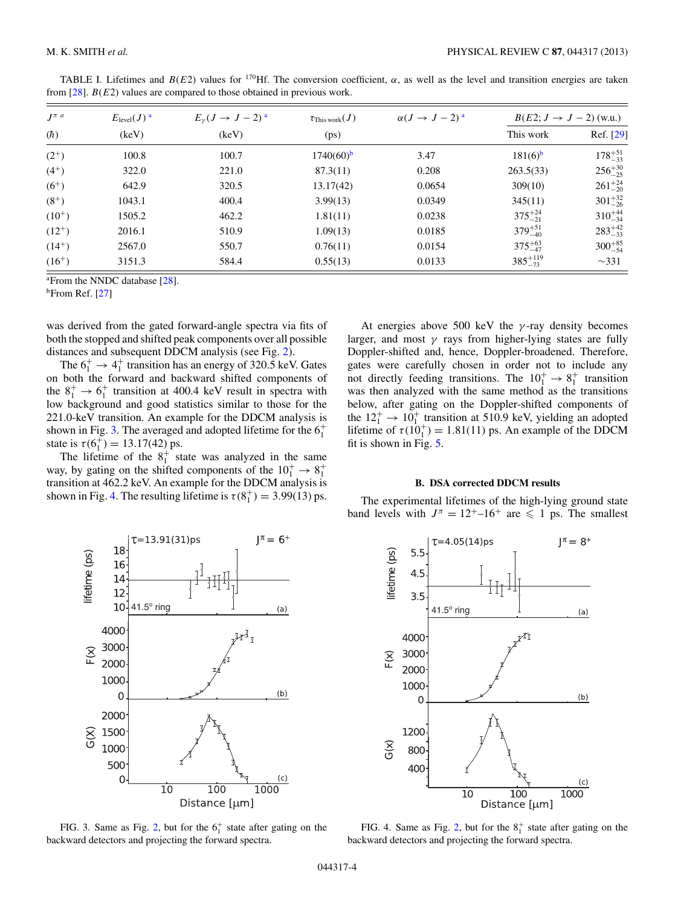TABLE I. Lifetimes and $B(E2)$ values for $^{170}$Hf. The conversion coefficient, $\alpha$, as well as the level and transition energies are taken from [28]. $B(E2)$ values are compared to those obtained in previous work.

| $J^{\pi}$ [a] ($\hbar$) | $E_{\text{level}}(J)$ [a] (keV) | $E_{\gamma}(J \to J-2)$ [a] (keV) | $\tau_{\text{This work}}(J)$ (ps) | $\alpha(J \to J-2)$ [a] | $B(E2; J \to J-2)$ (w.u.) This work | Ref. [29] |
|---|---|---|---|---|---|---|
| $(2^+)$ | 100.8 | 100.7 | 1740(60)[b] | 3.47 | 181(6)[b] | $178^{+51}_{-33}$ |
| $(4^+)$ | 322.0 | 221.0 | 87.3(11) | 0.208 | 263.5(33) | $256^{+30}_{-25}$ |
| $(6^+)$ | 642.9 | 320.5 | 13.17(42) | 0.0654 | 309(10) | $261^{+24}_{-20}$ |
| $(8^+)$ | 1043.1 | 400.4 | 3.99(13) | 0.0349 | 345(11) | $301^{+32}_{-26}$ |
| $(10^+)$ | 1505.2 | 462.2 | 1.81(11) | 0.0238 | $375^{+24}_{-21}$ | $310^{+44}_{-34}$ |
| $(12^+)$ | 2016.1 | 510.9 | 1.09(13) | 0.0185 | $379^{+51}_{-40}$ | $283^{+42}_{-33}$ |
| $(14^+)$ | 2567.0 | 550.7 | 0.76(11) | 0.0154 | $375^{+63}_{-47}$ | $300^{+85}_{-54}$ |
| $(16^+)$ | 3151.3 | 584.4 | 0.55(13) | 0.0133 | $385^{+119}_{-73}$ | $\sim$331 |

[a]From the NNDC database [28].
[b]From Ref. [27]

was derived from the gated forward-angle spectra via fits of both the stopped and shifted peak components over all possible distances and subsequent DDCM analysis (see Fig. 2).

The $6_1^+ \to 4_1^+$ transition has an energy of 320.5 keV. Gates on both the forward and backward shifted components of the $8_1^+ \to 6_1^+$ transition at 400.4 keV result in spectra with low background and good statistics similar to those for the 221.0-keV transition. An example for the DDCM analysis is shown in Fig. 3. The averaged and adopted lifetime for the $6_1^+$ state is $\tau(6_1^+) = 13.17(42)$ ps.

The lifetime of the $8_1^+$ state was analyzed in the same way, by gating on the shifted components of the $10_1^+ \to 8_1^+$ transition at 462.2 keV. An example for the DDCM analysis is shown in Fig. 4. The resulting lifetime is $\tau(8_1^+) = 3.99(13)$ ps.

At energies above 500 keV the $\gamma$-ray density becomes larger, and most $\gamma$ rays from higher-lying states are fully Doppler-shifted and, hence, Doppler-broadened. Therefore, gates were carefully chosen in order not to include any not directly feeding transitions. The $10_1^+ \to 8_1^+$ transition was then analyzed with the same method as the transitions below, after gating on the Doppler-shifted components of the $12_1^+ \to 10_1^+$ transition at 510.9 keV, yielding an adopted lifetime of $\tau(10_1^+) = 1.81(11)$ ps. An example of the DDCM fit is shown in Fig. 5.

### B. DSA corrected DDCM results

The experimental lifetimes of the high-lying ground state band levels with $J^{\pi} = 12^+$–$16^+$ are $\leqslant 1$ ps. The smallest

FIG. 3. Same as Fig. 2, but for the $6_1^+$ state after gating on the backward detectors and projecting the forward spectra.

FIG. 4. Same as Fig. 2, but for the $8_1^+$ state after gating on the backward detectors and projecting the forward spectra.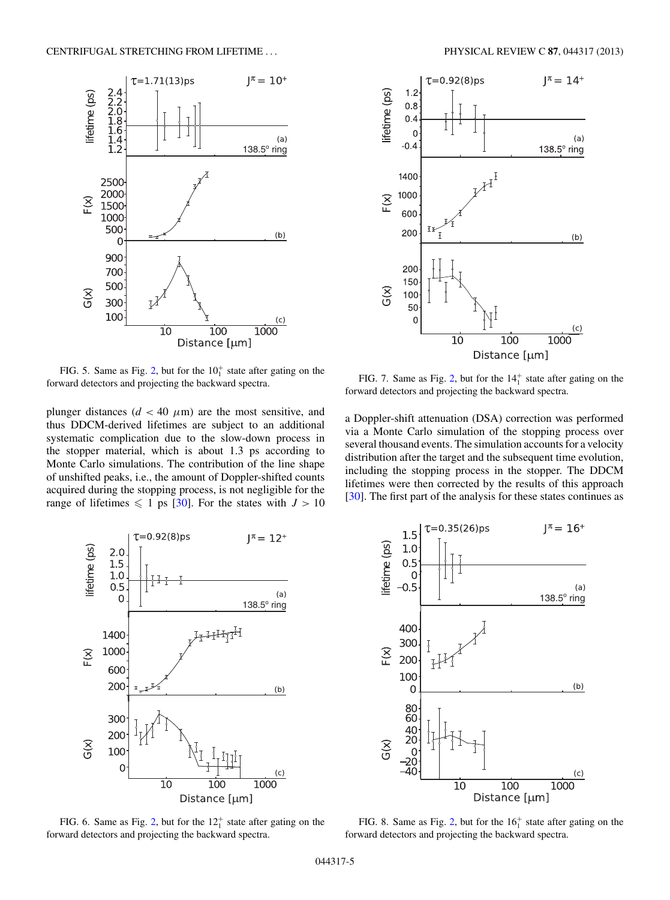FIG. 5. Same as Fig. 2, but for the $10_1^+$ state after gating on the forward detectors and projecting the backward spectra.

plunger distances ($d < 40$ $\mu$m) are the most sensitive, and thus DDCM-derived lifetimes are subject to an additional systematic complication due to the slow-down process in the stopper material, which is about 1.3 ps according to Monte Carlo simulations. The contribution of the line shape of unshifted peaks, i.e., the amount of Doppler-shifted counts acquired during the stopping process, is not negligible for the range of lifetimes $\leqslant$ 1 ps [30]. For the states with $J > 10$ a Doppler-shift attenuation (DSA) correction was performed via a Monte Carlo simulation of the stopping process over several thousand events. The simulation accounts for a velocity distribution after the target and the subsequent time evolution, including the stopping process in the stopper. The DDCM lifetimes were then corrected by the results of this approach [30]. The first part of the analysis for these states continues as

FIG. 6. Same as Fig. 2, but for the $12_1^+$ state after gating on the forward detectors and projecting the backward spectra.

FIG. 7. Same as Fig. 2, but for the $14_1^+$ state after gating on the forward detectors and projecting the backward spectra.

FIG. 8. Same as Fig. 2, but for the $16_1^+$ state after gating on the forward detectors and projecting the backward spectra.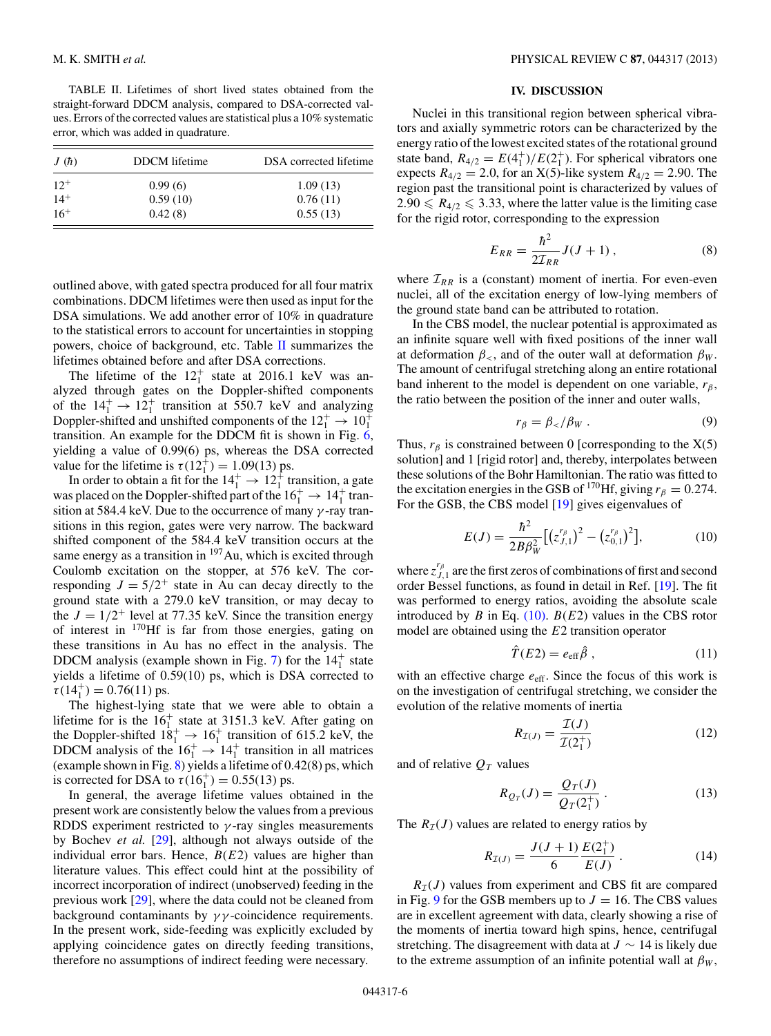TABLE II. Lifetimes of short lived states obtained from the straight-forward DDCM analysis, compared to DSA-corrected values. Errors of the corrected values are statistical plus a 10% systematic error, which was added in quadrature.

| $J$ ($\hbar$) | DDCM lifetime | DSA corrected lifetime |
|---|---|---|
| $12^+$ | 0.99 (6) | 1.09 (13) |
| $14^+$ | 0.59 (10) | 0.76 (11) |
| $16^+$ | 0.42 (8) | 0.55 (13) |

outlined above, with gated spectra produced for all four matrix combinations. DDCM lifetimes were then used as input for the DSA simulations. We add another error of 10% in quadrature to the statistical errors to account for uncertainties in stopping powers, choice of background, etc. Table II summarizes the lifetimes obtained before and after DSA corrections.

The lifetime of the $12_1^+$ state at 2016.1 keV was analyzed through gates on the Doppler-shifted components of the $14_1^+ \rightarrow 12_1^+$ transition at 550.7 keV and analyzing Doppler-shifted and unshifted components of the $12_1^+ \rightarrow 10_1^+$ transition. An example for the DDCM fit is shown in Fig. 6, yielding a value of 0.99(6) ps, whereas the DSA corrected value for the lifetime is $\tau(12_1^+) = 1.09(13)$ ps.

In order to obtain a fit for the $14_1^+ \rightarrow 12_1^+$ transition, a gate was placed on the Doppler-shifted part of the $16_1^+ \rightarrow 14_1^+$ transition at 584.4 keV. Due to the occurrence of many $\gamma$-ray transitions in this region, gates were very narrow. The backward shifted component of the 584.4 keV transition occurs at the same energy as a transition in $^{197}$Au, which is excited through Coulomb excitation on the stopper, at 576 keV. The corresponding $J = 5/2^+$ state in Au can decay directly to the ground state with a 279.0 keV transition, or may decay to the $J = 1/2^+$ level at 77.35 keV. Since the transition energy of interest in $^{170}$Hf is far from those energies, gating on these transitions in Au has no effect in the analysis. The DDCM analysis (example shown in Fig. 7) for the $14_1^+$ state yields a lifetime of 0.59(10) ps, which is DSA corrected to $\tau(14_1^+) = 0.76(11)$ ps.

The highest-lying state that we were able to obtain a lifetime for is the $16_1^+$ state at 3151.3 keV. After gating on the Doppler-shifted $18_1^+ \rightarrow 16_1^+$ transition of 615.2 keV, the DDCM analysis of the $16_1^+ \rightarrow 14_1^+$ transition in all matrices (example shown in Fig. 8) yields a lifetime of 0.42(8) ps, which is corrected for DSA to $\tau(16_1^+) = 0.55(13)$ ps.

In general, the average lifetime values obtained in the present work are consistently below the values from a previous RDDS experiment restricted to $\gamma$-ray singles measurements by Bochev *et al.* [29], although not always outside of the individual error bars. Hence, $B(E2)$ values are higher than literature values. This effect could hint at the possibility of incorrect incorporation of indirect (unobserved) feeding in the previous work [29], where the data could not be cleaned from background contaminants by $\gamma\gamma$-coincidence requirements. In the present work, side-feeding was explicitly excluded by applying coincidence gates on directly feeding transitions, therefore no assumptions of indirect feeding were necessary.

## IV. DISCUSSION

Nuclei in this transitional region between spherical vibrators and axially symmetric rotors can be characterized by the energy ratio of the lowest excited states of the rotational ground state band, $R_{4/2} = E(4_1^+)/E(2_1^+)$. For spherical vibrators one expects $R_{4/2} = 2.0$, for an X(5)-like system $R_{4/2} = 2.90$. The region past the transitional point is characterized by values of $2.90 \leqslant R_{4/2} \leqslant 3.33$, where the latter value is the limiting case for the rigid rotor, corresponding to the expression

$$E_{RR} = \frac{\hbar^2}{2\mathcal{I}_{RR}} J(J+1)\,, \tag{8}$$

where $\mathcal{I}_{RR}$ is a (constant) moment of inertia. For even-even nuclei, all of the excitation energy of low-lying members of the ground state band can be attributed to rotation.

In the CBS model, the nuclear potential is approximated as an infinite square well with fixed positions of the inner wall at deformation $\beta_<$, and of the outer wall at deformation $\beta_W$. The amount of centrifugal stretching along an entire rotational band inherent to the model is dependent on one variable, $r_\beta$, the ratio between the position of the inner and outer walls,

$$r_\beta = \beta_< / \beta_W\,. \tag{9}$$

Thus, $r_\beta$ is constrained between 0 [corresponding to the X(5) solution] and 1 [rigid rotor] and, thereby, interpolates between these solutions of the Bohr Hamiltonian. The ratio was fitted to the excitation energies in the GSB of $^{170}$Hf, giving $r_\beta = 0.274$. For the GSB, the CBS model [19] gives eigenvalues of

$$E(J) = \frac{\hbar^2}{2B\beta_W^2}\left[\left(z_{J,1}^{r_\beta}\right)^2 - \left(z_{0,1}^{r_\beta}\right)^2\right], \tag{10}$$

where $z_{J,1}^{r_\beta}$ are the first zeros of combinations of first and second order Bessel functions, as found in detail in Ref. [19]. The fit was performed to energy ratios, avoiding the absolute scale introduced by $B$ in Eq. (10). $B(E2)$ values in the CBS rotor model are obtained using the $E2$ transition operator

$$\hat{T}(E2) = e_{\rm eff}\hat{\beta}\,, \tag{11}$$

with an effective charge $e_{\rm eff}$. Since the focus of this work is on the investigation of centrifugal stretching, we consider the evolution of the relative moments of inertia

$$R_{\mathcal{I}(J)} = \frac{\mathcal{I}(J)}{\mathcal{I}(2_1^+)} \tag{12}$$

and of relative $Q_T$ values

$$R_{Q_T}(J) = \frac{Q_T(J)}{Q_T(2_1^+)}\,. \tag{13}$$

The $R_\mathcal{I}(J)$ values are related to energy ratios by

$$R_{\mathcal{I}(J)} = \frac{J(J+1)}{6}\frac{E(2_1^+)}{E(J)}\,. \tag{14}$$

$R_\mathcal{I}(J)$ values from experiment and CBS fit are compared in Fig. 9 for the GSB members up to $J = 16$. The CBS values are in excellent agreement with data, clearly showing a rise of the moments of inertia toward high spins, hence, centrifugal stretching. The disagreement with data at $J \sim 14$ is likely due to the extreme assumption of an infinite potential wall at $\beta_W$,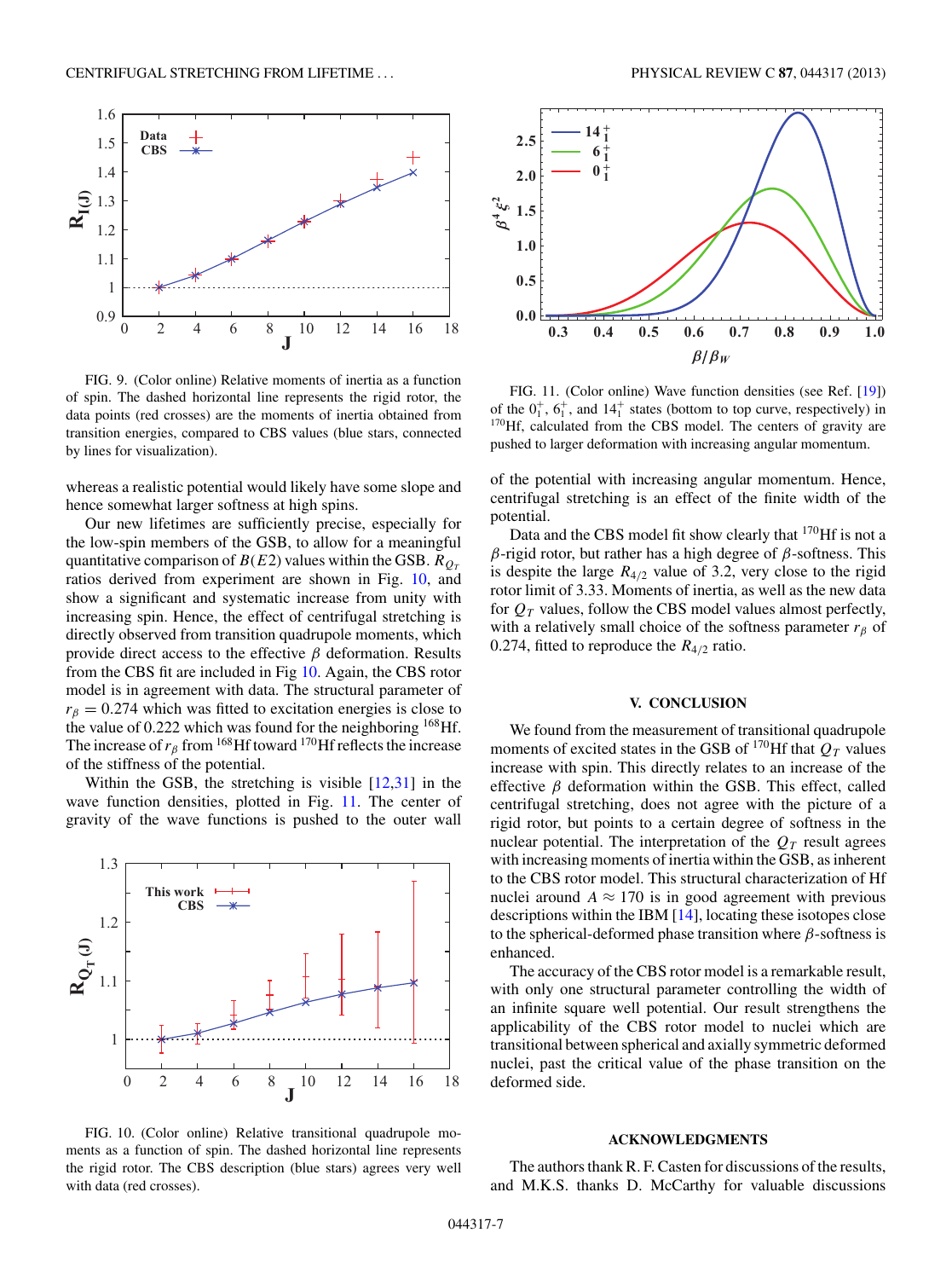FIG. 9. (Color online) Relative moments of inertia as a function of spin. The dashed horizontal line represents the rigid rotor, the data points (red crosses) are the moments of inertia obtained from transition energies, compared to CBS values (blue stars, connected by lines for visualization).

whereas a realistic potential would likely have some slope and hence somewhat larger softness at high spins.

Our new lifetimes are sufficiently precise, especially for the low-spin members of the GSB, to allow for a meaningful quantitative comparison of $B(E2)$ values within the GSB. $R_{Q_T}$ ratios derived from experiment are shown in Fig. 10, and show a significant and systematic increase from unity with increasing spin. Hence, the effect of centrifugal stretching is directly observed from transition quadrupole moments, which provide direct access to the effective $\beta$ deformation. Results from the CBS fit are included in Fig 10. Again, the CBS rotor model is in agreement with data. The structural parameter of $r_\beta = 0.274$ which was fitted to excitation energies is close to the value of 0.222 which was found for the neighboring $^{168}$Hf. The increase of $r_\beta$ from $^{168}$Hf toward $^{170}$Hf reflects the increase of the stiffness of the potential.

Within the GSB, the stretching is visible [12,31] in the wave function densities, plotted in Fig. 11. The center of gravity of the wave functions is pushed to the outer wall of the potential with increasing angular momentum. Hence, centrifugal stretching is an effect of the finite width of the potential.

FIG. 10. (Color online) Relative transitional quadrupole moments as a function of spin. The dashed horizontal line represents the rigid rotor. The CBS description (blue stars) agrees very well with data (red crosses).

FIG. 11. (Color online) Wave function densities (see Ref. [19]) of the $0_1^+$, $6_1^+$, and $14_1^+$ states (bottom to top curve, respectively) in $^{170}$Hf, calculated from the CBS model. The centers of gravity are pushed to larger deformation with increasing angular momentum.

Data and the CBS model fit show clearly that $^{170}$Hf is not a $\beta$-rigid rotor, but rather has a high degree of $\beta$-softness. This is despite the large $R_{4/2}$ value of 3.2, very close to the rigid rotor limit of 3.33. Moments of inertia, as well as the new data for $Q_T$ values, follow the CBS model values almost perfectly, with a relatively small choice of the softness parameter $r_\beta$ of 0.274, fitted to reproduce the $R_{4/2}$ ratio.

## V. CONCLUSION

We found from the measurement of transitional quadrupole moments of excited states in the GSB of $^{170}$Hf that $Q_T$ values increase with spin. This directly relates to an increase of the effective $\beta$ deformation within the GSB. This effect, called centrifugal stretching, does not agree with the picture of a rigid rotor, but points to a certain degree of softness in the nuclear potential. The interpretation of the $Q_T$ result agrees with increasing moments of inertia within the GSB, as inherent to the CBS rotor model. This structural characterization of Hf nuclei around $A \approx 170$ is in good agreement with previous descriptions within the IBM [14], locating these isotopes close to the spherical-deformed phase transition where $\beta$-softness is enhanced.

The accuracy of the CBS rotor model is a remarkable result, with only one structural parameter controlling the width of an infinite square well potential. Our result strengthens the applicability of the CBS rotor model to nuclei which are transitional between spherical and axially symmetric deformed nuclei, past the critical value of the phase transition on the deformed side.

## ACKNOWLEDGMENTS

The authors thank R. F. Casten for discussions of the results, and M.K.S. thanks D. McCarthy for valuable discussions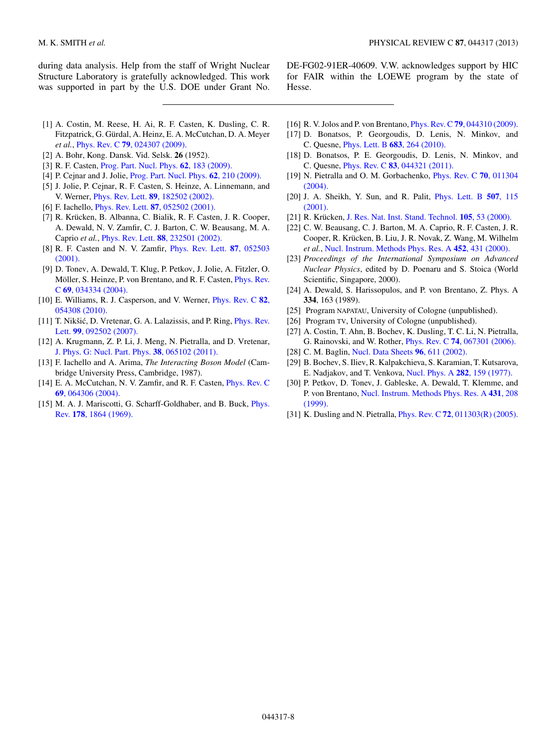during data analysis. Help from the staff of Wright Nuclear Structure Laboratory is gratefully acknowledged. This work was supported in part by the U.S. DOE under Grant No. DE-FG02-91ER-40609. V.W. acknowledges support by HIC for FAIR within the LOEWE program by the state of Hesse.

---

[1] A. Costin, M. Reese, H. Ai, R. F. Casten, K. Dusling, C. R. Fitzpatrick, G. Gürdal, A. Heinz, E. A. McCutchan, D. A. Meyer *et al.*, Phys. Rev. C **79**, 024307 (2009).

[2] A. Bohr, Kong. Dansk. Vid. Selsk. **26** (1952).

[3] R. F. Casten, Prog. Part. Nucl. Phys. **62**, 183 (2009).

[4] P. Cejnar and J. Jolie, Prog. Part. Nucl. Phys. **62**, 210 (2009).

[5] J. Jolie, P. Cejnar, R. F. Casten, S. Heinze, A. Linnemann, and V. Werner, Phys. Rev. Lett. **89**, 182502 (2002).

[6] F. Iachello, Phys. Rev. Lett. **87**, 052502 (2001).

[7] R. Krücken, B. Albanna, C. Bialik, R. F. Casten, J. R. Cooper, A. Dewald, N. V. Zamfir, C. J. Barton, C. W. Beausang, M. A. Caprio *et al.*, Phys. Rev. Lett. **88**, 232501 (2002).

[8] R. F. Casten and N. V. Zamfir, Phys. Rev. Lett. **87**, 052503 (2001).

[9] D. Tonev, A. Dewald, T. Klug, P. Petkov, J. Jolie, A. Fitzler, O. Möller, S. Heinze, P. von Brentano, and R. F. Casten, Phys. Rev. C **69**, 034334 (2004).

[10] E. Williams, R. J. Casperson, and V. Werner, Phys. Rev. C **82**, 054308 (2010).

[11] T. Nikšić, D. Vretenar, G. A. Lalazissis, and P. Ring, Phys. Rev. Lett. **99**, 092502 (2007).

[12] A. Krugmann, Z. P. Li, J. Meng, N. Pietralla, and D. Vretenar, J. Phys. G: Nucl. Part. Phys. **38**, 065102 (2011).

[13] F. Iachello and A. Arima, *The Interacting Boson Model* (Cambridge University Press, Cambridge, 1987).

[14] E. A. McCutchan, N. V. Zamfir, and R. F. Casten, Phys. Rev. C **69**, 064306 (2004).

[15] M. A. J. Mariscotti, G. Scharff-Goldhaber, and B. Buck, Phys. Rev. **178**, 1864 (1969).

[16] R. V. Jolos and P. von Brentano, Phys. Rev. C **79**, 044310 (2009).

[17] D. Bonatsos, P. Georgoudis, D. Lenis, N. Minkov, and C. Quesne, Phys. Lett. B **683**, 264 (2010).

[18] D. Bonatsos, P. E. Georgoudis, D. Lenis, N. Minkov, and C. Quesne, Phys. Rev. C **83**, 044321 (2011).

[19] N. Pietralla and O. M. Gorbachenko, Phys. Rev. C **70**, 011304 (2004).

[20] J. A. Sheikh, Y. Sun, and R. Palit, Phys. Lett. B **507**, 115 (2001).

[21] R. Krücken, J. Res. Nat. Inst. Stand. Technol. **105**, 53 (2000).

[22] C. W. Beausang, C. J. Barton, M. A. Caprio, R. F. Casten, J. R. Cooper, R. Krücken, B. Liu, J. R. Novak, Z. Wang, M. Wilhelm *et al.*, Nucl. Instrum. Methods Phys. Res. A **452**, 431 (2000).

[23] *Proceedings of the International Symposium on Advanced Nuclear Physics*, edited by D. Poenaru and S. Stoica (World Scientific, Singapore, 2000).

[24] A. Dewald, S. Harissopulos, and P. von Brentano, Z. Phys. A **334**, 163 (1989).

[25] Program NAPATAU, University of Cologne (unpublished).

[26] Program TV, University of Cologne (unpublished).

[27] A. Costin, T. Ahn, B. Bochev, K. Dusling, T. C. Li, N. Pietralla, G. Rainovski, and W. Rother, Phys. Rev. C **74**, 067301 (2006).

[28] C. M. Baglin, Nucl. Data Sheets **96**, 611 (2002).

[29] B. Bochev, S. Iliev, R. Kalpakchieva, S. Karamian, T. Kutsarova, E. Nadjakov, and T. Venkova, Nucl. Phys. A **282**, 159 (1977).

[30] P. Petkov, D. Tonev, J. Gableske, A. Dewald, T. Klemme, and P. von Brentano, Nucl. Instrum. Methods Phys. Res. A **431**, 208 (1999).

[31] K. Dusling and N. Pietralla, Phys. Rev. C **72**, 011303(R) (2005).